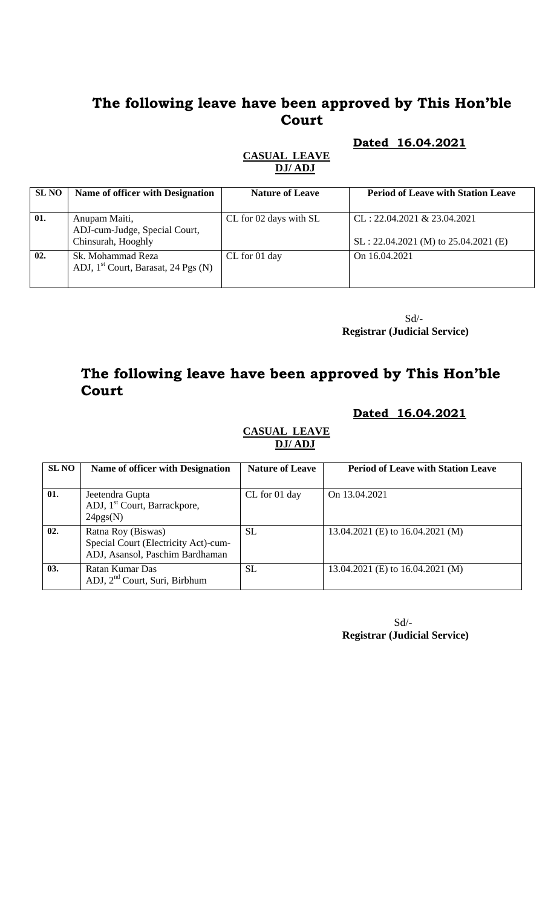## The following leave have been approved by This Hon'ble Court

**Dated 16.04.2021**

**CASUAL LEAVE**
**DJ/ ADJ**

| SL NO | Name of officer with Designation | Nature of Leave | Period of Leave with Station Leave |
|---|---|---|---|
| 01. | Anupam Maiti, ADJ-cum-Judge, Special Court, Chinsurah, Hooghly | CL for 02 days with SL | CL : 22.04.2021 & 23.04.2021<br>SL : 22.04.2021 (M) to 25.04.2021 (E) |
| 02. | Sk. Mohammad Reza ADJ, 1st Court, Barasat, 24 Pgs (N) | CL for 01 day | On 16.04.2021 |

Sd/-
**Registrar (Judicial Service)**

## The following leave have been approved by This Hon'ble Court

**Dated 16.04.2021**

**CASUAL LEAVE**
**DJ/ ADJ**

| SL NO | Name of officer with Designation | Nature of Leave | Period of Leave with Station Leave |
|---|---|---|---|
| 01. | Jeetendra Gupta ADJ, 1st Court, Barrackpore, 24pgs(N) | CL for 01 day | On 13.04.2021 |
| 02. | Ratna Roy (Biswas) Special Court (Electricity Act)-cum-ADJ, Asansol, Paschim Bardhaman | SL | 13.04.2021 (E) to 16.04.2021 (M) |
| 03. | Ratan Kumar Das ADJ, 2nd Court, Suri, Birbhum | SL | 13.04.2021 (E) to 16.04.2021 (M) |

Sd/-
**Registrar (Judicial Service)**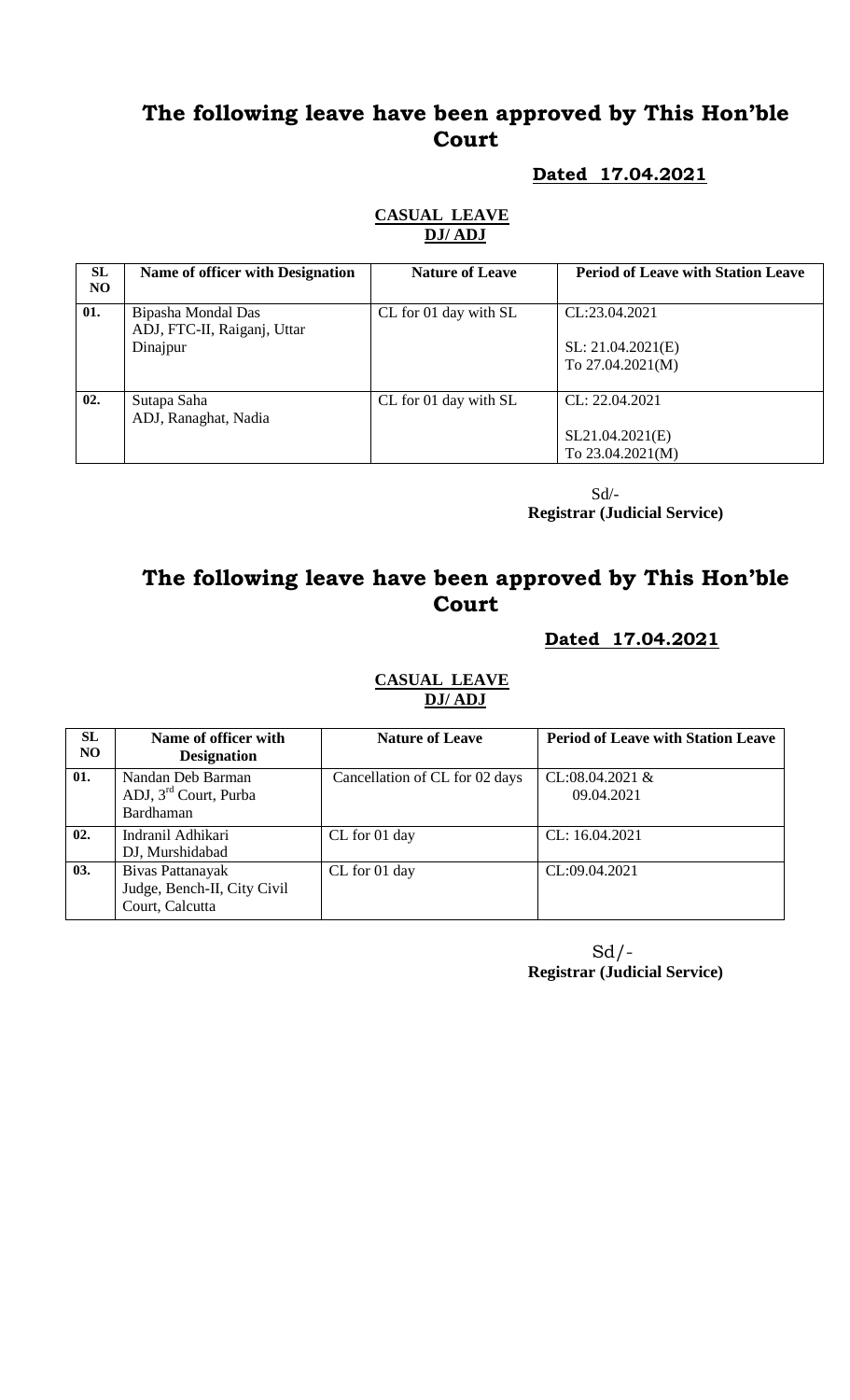# The following leave have been approved by This Hon'ble Court

**Dated 17.04.2021**

**CASUAL LEAVE**
**DJ/ ADJ**

| SL NO | Name of officer with Designation | Nature of Leave | Period of Leave with Station Leave |
|---|---|---|---|
| 01. | Bipasha Mondal Das<br>ADJ, FTC-II, Raiganj, Uttar Dinajpur | CL for 01 day with SL | CL:23.04.2021<br><br>SL: 21.04.2021(E)<br>To 27.04.2021(M) |
| 02. | Sutapa Saha<br>ADJ, Ranaghat, Nadia | CL for 01 day with SL | CL: 22.04.2021<br><br>SL21.04.2021(E)<br>To 23.04.2021(M) |

Sd/-
**Registrar (Judicial Service)**

# The following leave have been approved by This Hon'ble Court

**Dated 17.04.2021**

**CASUAL LEAVE**
**DJ/ ADJ**

| SL NO | Name of officer with Designation | Nature of Leave | Period of Leave with Station Leave |
|---|---|---|---|
| 01. | Nandan Deb Barman<br>ADJ, 3rd Court, Purba Bardhaman | Cancellation of CL for 02 days | CL:08.04.2021 &<br>09.04.2021 |
| 02. | Indranil Adhikari<br>DJ, Murshidabad | CL for 01 day | CL: 16.04.2021 |
| 03. | Bivas Pattanayak<br>Judge, Bench-II, City Civil Court, Calcutta | CL for 01 day | CL:09.04.2021 |

Sd/-
**Registrar (Judicial Service)**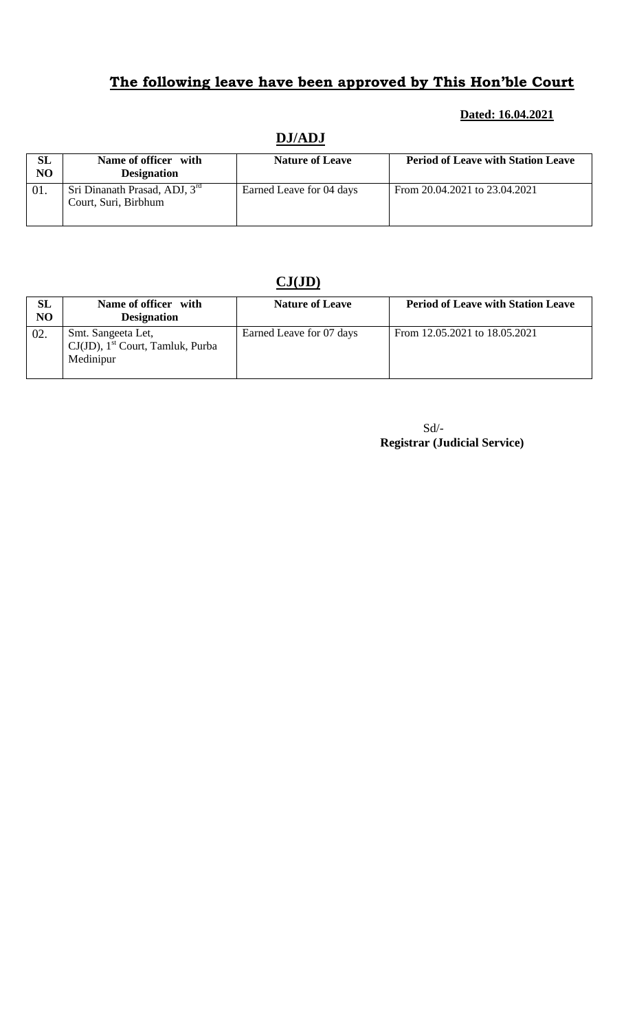## The following leave have been approved by This Hon'ble Court

**Dated: 16.04.2021**

### DJ/ADJ

| SL NO | Name of officer with Designation | Nature of Leave | Period of Leave with Station Leave |
|---|---|---|---|
| 01. | Sri Dinanath Prasad, ADJ, 3rd Court, Suri, Birbhum | Earned Leave for 04 days | From 20.04.2021 to 23.04.2021 |

### CJ(JD)

| SL NO | Name of officer with Designation | Nature of Leave | Period of Leave with Station Leave |
|---|---|---|---|
| 02. | Smt. Sangeeta Let, CJ(JD), 1st Court, Tamluk, Purba Medinipur | Earned Leave for 07 days | From 12.05.2021 to 18.05.2021 |

Sd/-
**Registrar (Judicial Service)**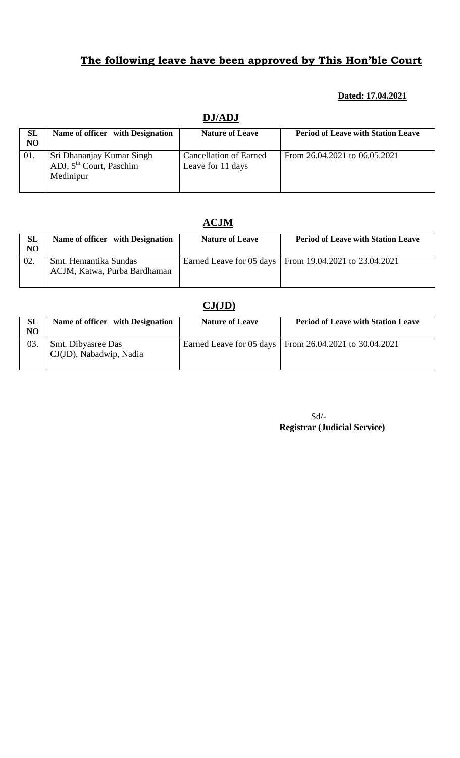## The following leave have been approved by This Hon'ble Court

**Dated: 17.04.2021**

### DJ/ADJ

| SL NO | Name of officer with Designation | Nature of Leave | Period of Leave with Station Leave |
|---|---|---|---|
| 01. | Sri Dhananjay Kumar Singh ADJ, 5th Court, Paschim Medinipur | Cancellation of Earned Leave for 11 days | From 26.04.2021 to 06.05.2021 |

### ACJM

| SL NO | Name of officer with Designation | Nature of Leave | Period of Leave with Station Leave |
|---|---|---|---|
| 02. | Smt. Hemantika Sundas ACJM, Katwa, Purba Bardhaman | Earned Leave for 05 days | From 19.04.2021 to 23.04.2021 |

### CJ(JD)

| SL NO | Name of officer with Designation | Nature of Leave | Period of Leave with Station Leave |
|---|---|---|---|
| 03. | Smt. Dibyasree Das CJ(JD), Nabadwip, Nadia | Earned Leave for 05 days | From 26.04.2021 to 30.04.2021 |

Sd/-
**Registrar (Judicial Service)**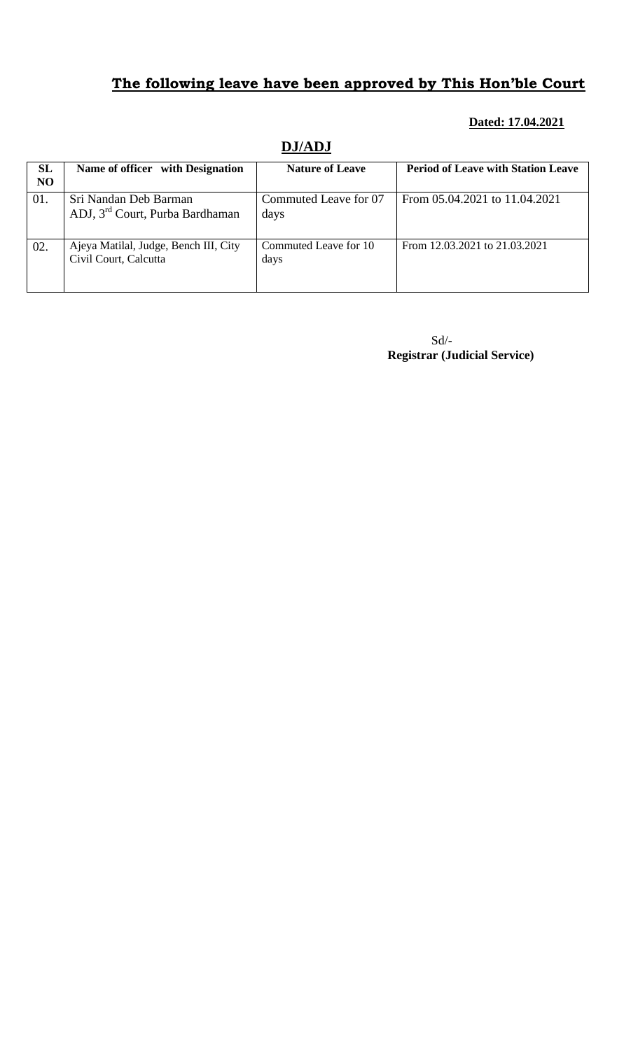## **The following leave have been approved by This Hon'ble Court**

**Dated: 17.04.2021**

**DJ/ADJ**

| SL NO | Name of officer with Designation | Nature of Leave | Period of Leave with Station Leave |
|---|---|---|---|
| 01. | Sri Nandan Deb Barman ADJ, 3rd Court, Purba Bardhaman | Commuted Leave for 07 days | From 05.04.2021 to 11.04.2021 |
| 02. | Ajeya Matilal, Judge, Bench III, City Civil Court, Calcutta | Commuted Leave for 10 days | From 12.03.2021 to 21.03.2021 |

Sd/-
**Registrar (Judicial Service)**